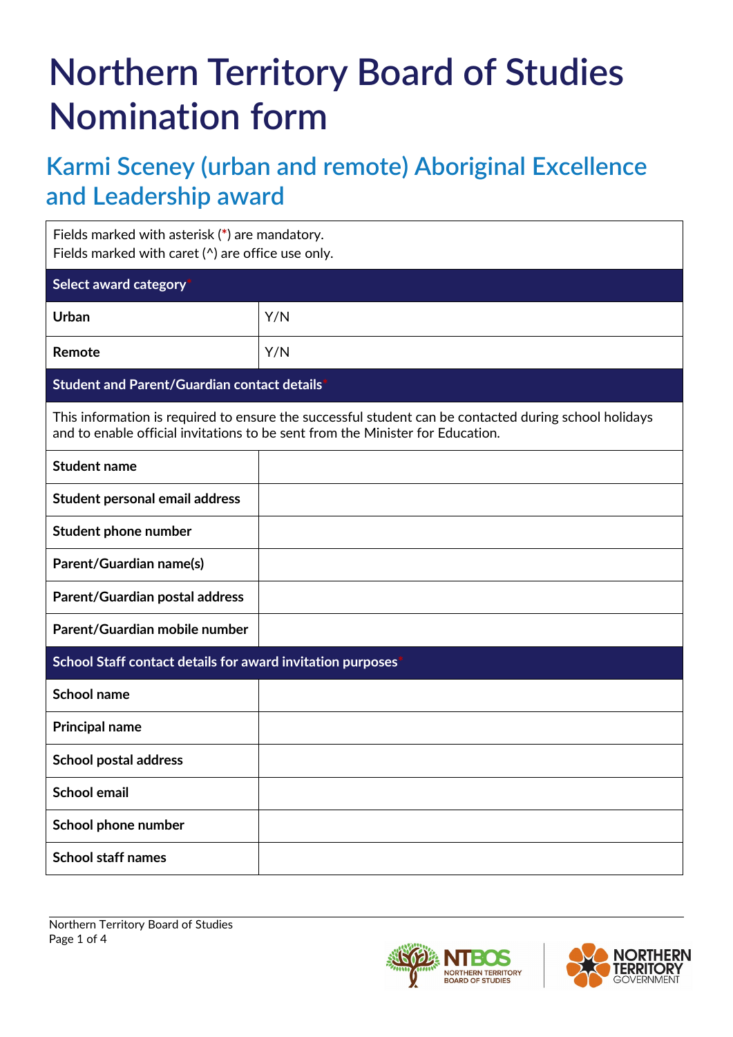# Northern Territory Board of Studies Nomination form

## Karmi Sceney (urban and remote) Aboriginal Excellence and Leadership award

Fields marked with asterisk (*) are mandatory.
Fields marked with caret (^) are office use only.

| Select award category* | |
|---|---|
| **Urban** | Y/N |
| **Remote** | Y/N |

| Student and Parent/Guardian contact details* | |
|---|---|
| This information is required to ensure the successful student can be contacted during school holidays and to enable official invitations to be sent from the Minister for Education. | |
| **Student name** | |
| **Student personal email address** | |
| **Student phone number** | |
| **Parent/Guardian name(s)** | |
| **Parent/Guardian postal address** | |
| **Parent/Guardian mobile number** | |

| School Staff contact details for award invitation purposes* | |
|---|---|
| **School name** | |
| **Principal name** | |
| **School postal address** | |
| **School email** | |
| **School phone number** | |
| **School staff names** | |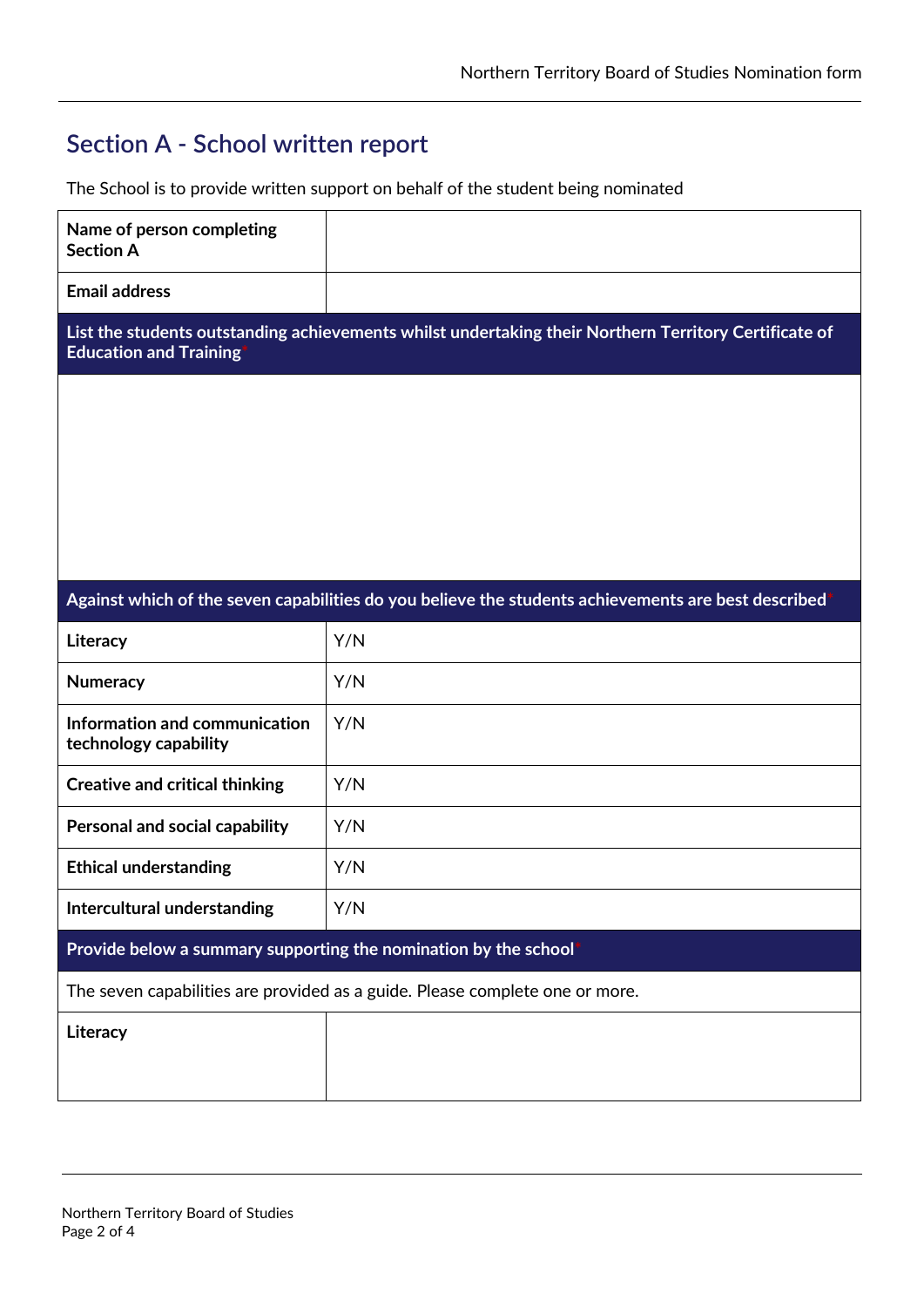## Section A - School written report

The School is to provide written support on behalf of the student being nominated

| | |
|---|---|
| **Name of person completing Section A** | |
| **Email address** | |
| **List the students outstanding achievements whilst undertaking their Northern Territory Certificate of Education and Training*** | |
| | |
| **Against which of the seven capabilities do you believe the students achievements are best described*** | |
| **Literacy** | Y/N |
| **Numeracy** | Y/N |
| **Information and communication technology capability** | Y/N |
| **Creative and critical thinking** | Y/N |
| **Personal and social capability** | Y/N |
| **Ethical understanding** | Y/N |
| **Intercultural understanding** | Y/N |
| **Provide below a summary supporting the nomination by the school*** | |
| The seven capabilities are provided as a guide. Please complete one or more. | |
| **Literacy** | |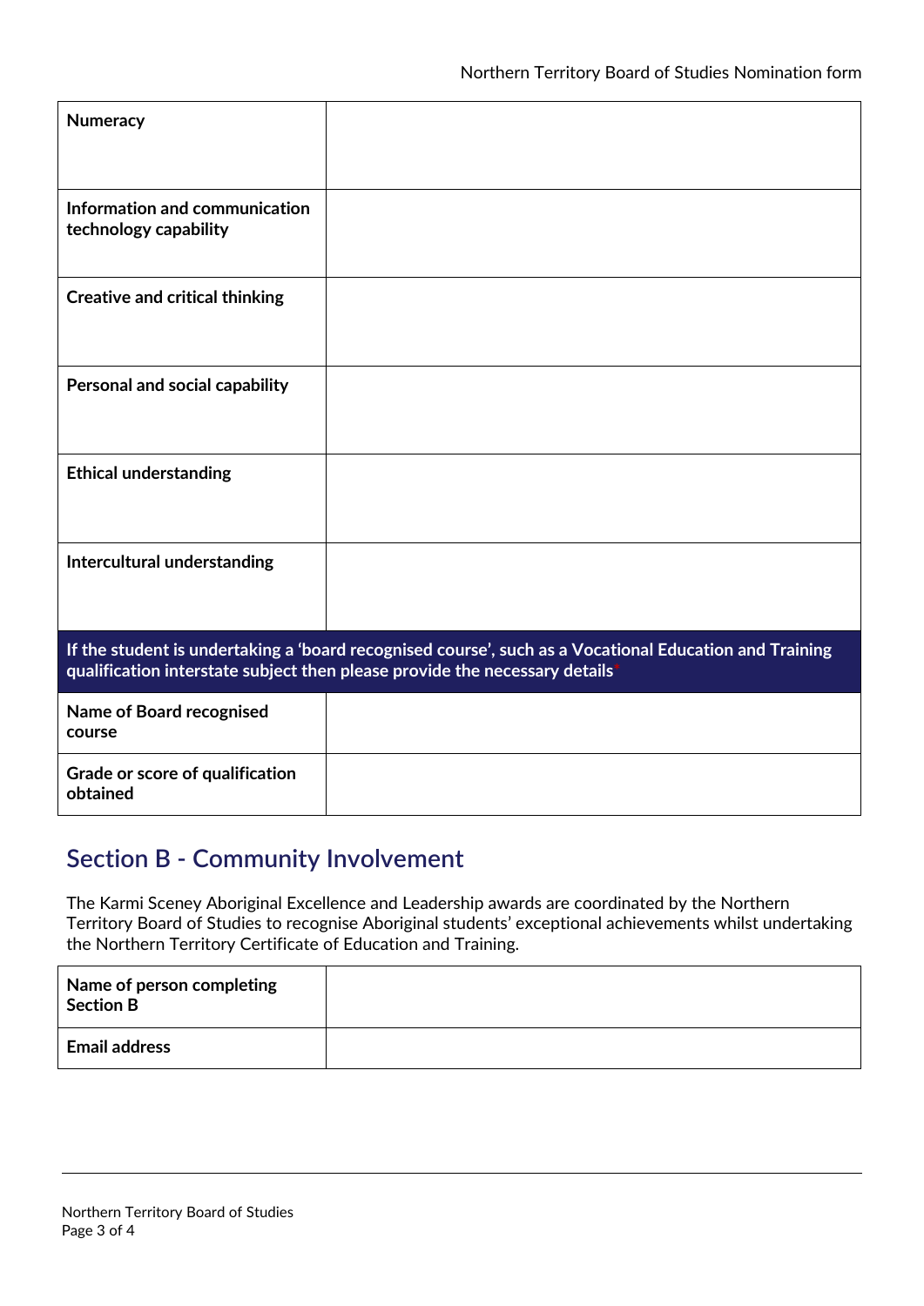| Numeracy | |
|---|---|
| Information and communication technology capability | |
| Creative and critical thinking | |
| Personal and social capability | |
| Ethical understanding | |
| Intercultural understanding | |
| **If the student is undertaking a 'board recognised course', such as a Vocational Education and Training qualification interstate subject then please provide the necessary details*** | |
| Name of Board recognised course | |
| Grade or score of qualification obtained | |

## Section B - Community Involvement

The Karmi Sceney Aboriginal Excellence and Leadership awards are coordinated by the Northern Territory Board of Studies to recognise Aboriginal students' exceptional achievements whilst undertaking the Northern Territory Certificate of Education and Training.

| Name of person completing Section B | |
|---|---|
| Email address | |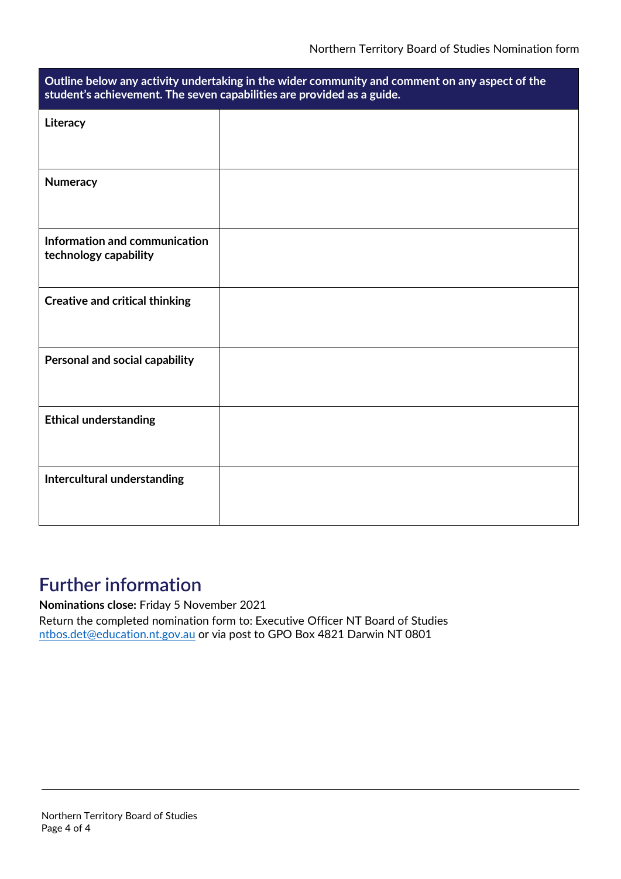| Outline below any activity undertaking in the wider community and comment on any aspect of the student's achievement. The seven capabilities are provided as a guide. | |
|---|---|
| **Literacy** | |
| **Numeracy** | |
| **Information and communication technology capability** | |
| **Creative and critical thinking** | |
| **Personal and social capability** | |
| **Ethical understanding** | |
| **Intercultural understanding** | |

# Further information

**Nominations close:** Friday 5 November 2021

Return the completed nomination form to: Executive Officer NT Board of Studies
ntbos.det@education.nt.gov.au or via post to GPO Box 4821 Darwin NT 0801